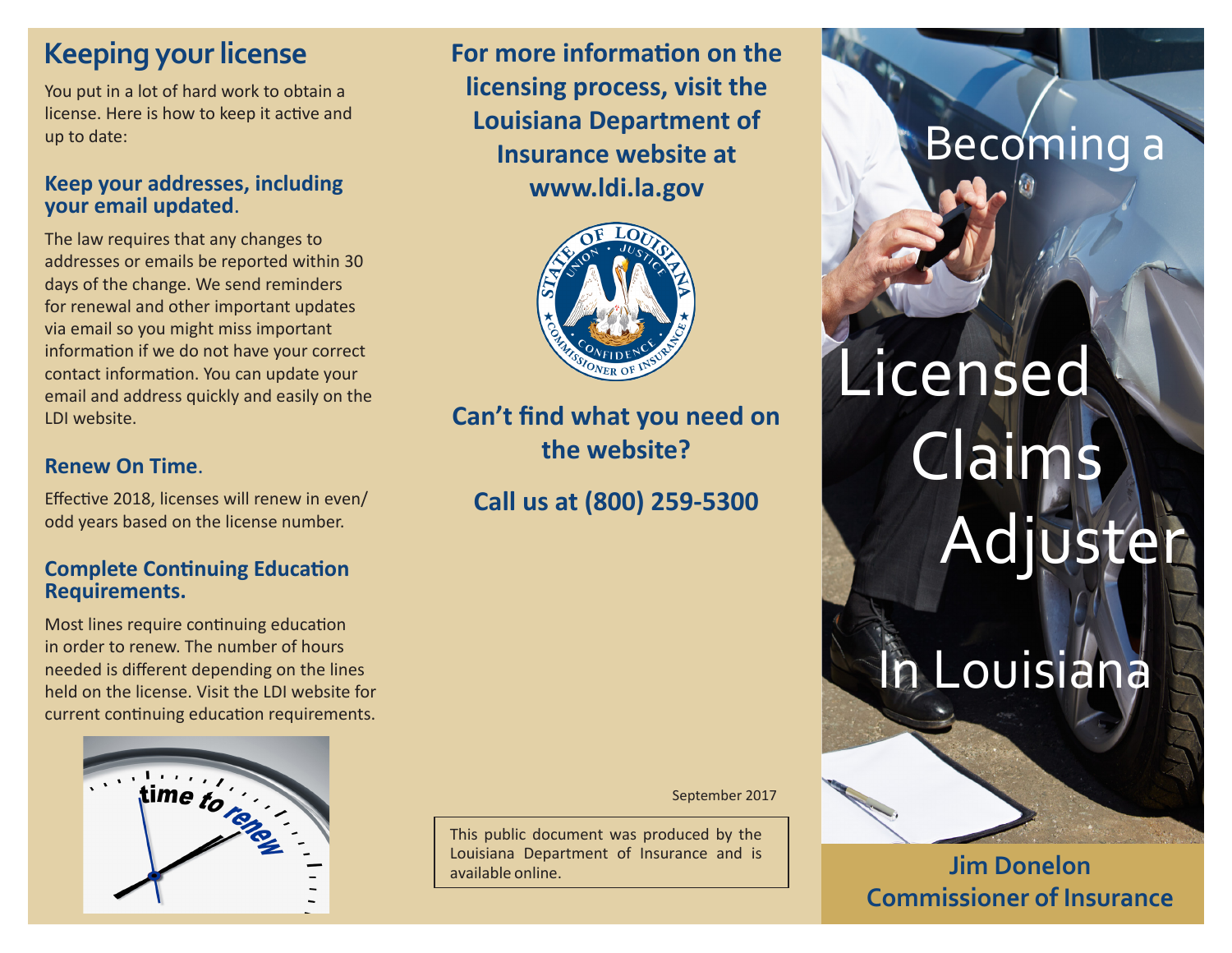## Keeping your license

You put in a lot of hard work to obtain a license. Here is how to keep it active and up to date:

### Keep your addresses, including your email updated.

The law requires that any changes to addresses or emails be reported within 30 days of the change. We send reminders for renewal and other important updates via email so you might miss important information if we do not have your correct contact information. You can update your email and address quickly and easily on the LDI website.

### Renew On Time.

Effective 2018, licenses will renew in even/odd years based on the license number.

### Complete Continuing Education Requirements.

Most lines require continuing education in order to renew. The number of hours needed is different depending on the lines held on the license. Visit the LDI website for current continuing education requirements.

**For more information on the licensing process, visit the Louisiana Department of Insurance website at www.ldi.la.gov**

**Can't find what you need on the website?**

**Call us at (800) 259-5300**

September 2017

This public document was produced by the Louisiana Department of Insurance and is available online.

# Becoming a Licensed Claims Adjuster In Louisiana

**Jim Donelon**
**Commissioner of Insurance**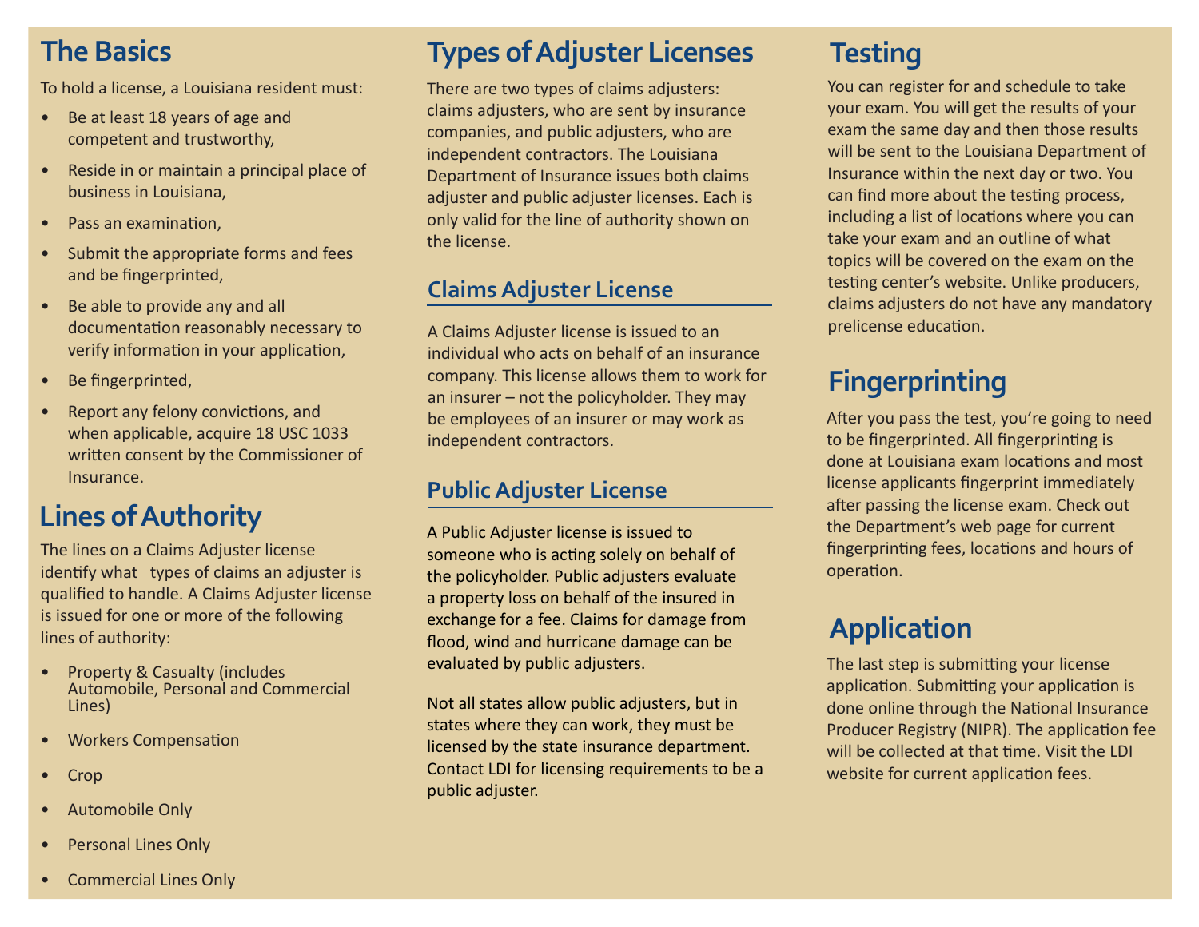## The Basics

To hold a license, a Louisiana resident must:

- Be at least 18 years of age and competent and trustworthy,
- Reside in or maintain a principal place of business in Louisiana,
- Pass an examination,
- Submit the appropriate forms and fees and be fingerprinted,
- Be able to provide any and all documentation reasonably necessary to verify information in your application,
- Be fingerprinted,
- Report any felony convictions, and when applicable, acquire 18 USC 1033 written consent by the Commissioner of Insurance.

## Lines of Authority

The lines on a Claims Adjuster license identify what types of claims an adjuster is qualified to handle. A Claims Adjuster license is issued for one or more of the following lines of authority:

- Property & Casualty (includes Automobile, Personal and Commercial Lines)
- Workers Compensation
- Crop
- Automobile Only
- Personal Lines Only
- Commercial Lines Only

## Types of Adjuster Licenses

There are two types of claims adjusters: claims adjusters, who are sent by insurance companies, and public adjusters, who are independent contractors. The Louisiana Department of Insurance issues both claims adjuster and public adjuster licenses. Each is only valid for the line of authority shown on the license.

### Claims Adjuster License

A Claims Adjuster license is issued to an individual who acts on behalf of an insurance company. This license allows them to work for an insurer – not the policyholder. They may be employees of an insurer or may work as independent contractors.

### Public Adjuster License

A Public Adjuster license is issued to someone who is acting solely on behalf of the policyholder. Public adjusters evaluate a property loss on behalf of the insured in exchange for a fee. Claims for damage from flood, wind and hurricane damage can be evaluated by public adjusters.

Not all states allow public adjusters, but in states where they can work, they must be licensed by the state insurance department. Contact LDI for licensing requirements to be a public adjuster.

## Testing

You can register for and schedule to take your exam. You will get the results of your exam the same day and then those results will be sent to the Louisiana Department of Insurance within the next day or two. You can find more about the testing process, including a list of locations where you can take your exam and an outline of what topics will be covered on the exam on the testing center's website. Unlike producers, claims adjusters do not have any mandatory prelicense education.

## Fingerprinting

After you pass the test, you're going to need to be fingerprinted. All fingerprinting is done at Louisiana exam locations and most license applicants fingerprint immediately after passing the license exam. Check out the Department's web page for current fingerprinting fees, locations and hours of operation.

## Application

The last step is submitting your license application. Submitting your application is done online through the National Insurance Producer Registry (NIPR). The application fee will be collected at that time. Visit the LDI website for current application fees.